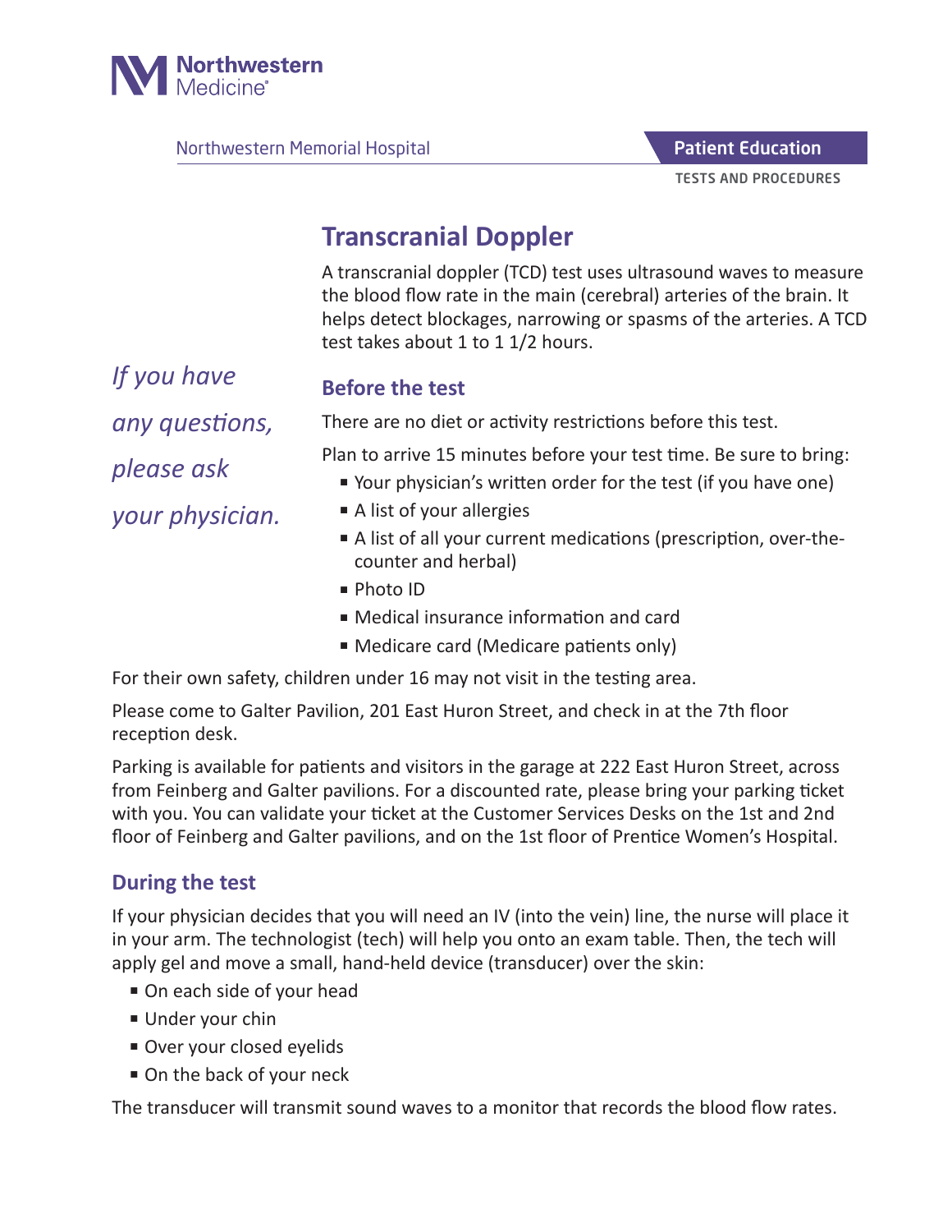Northwestern Medicine

Northwestern Memorial Hospital

**Patient Education**

TESTS AND PROCEDURES

# Transcranial Doppler

A transcranial doppler (TCD) test uses ultrasound waves to measure the blood flow rate in the main (cerebral) arteries of the brain. It helps detect blockages, narrowing or spasms of the arteries. A TCD test takes about 1 to 1 1/2 hours.

*If you have any questions, please ask your physician.*

## Before the test

There are no diet or activity restrictions before this test.

Plan to arrive 15 minutes before your test time. Be sure to bring:

- Your physician's written order for the test (if you have one)
- A list of your allergies
- A list of all your current medications (prescription, over-the-counter and herbal)
- Photo ID
- Medical insurance information and card
- Medicare card (Medicare patients only)

For their own safety, children under 16 may not visit in the testing area.

Please come to Galter Pavilion, 201 East Huron Street, and check in at the 7th floor reception desk.

Parking is available for patients and visitors in the garage at 222 East Huron Street, across from Feinberg and Galter pavilions. For a discounted rate, please bring your parking ticket with you. You can validate your ticket at the Customer Services Desks on the 1st and 2nd floor of Feinberg and Galter pavilions, and on the 1st floor of Prentice Women's Hospital.

## During the test

If your physician decides that you will need an IV (into the vein) line, the nurse will place it in your arm. The technologist (tech) will help you onto an exam table. Then, the tech will apply gel and move a small, hand-held device (transducer) over the skin:

- On each side of your head
- Under your chin
- Over your closed eyelids
- On the back of your neck

The transducer will transmit sound waves to a monitor that records the blood flow rates.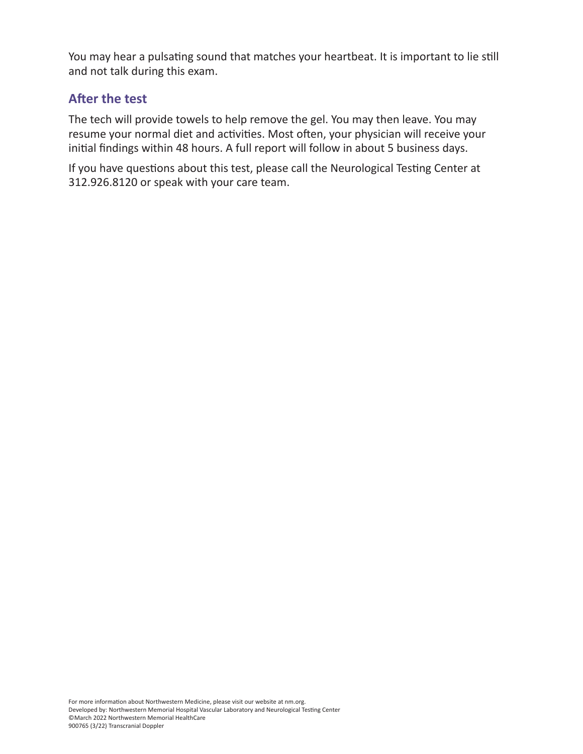You may hear a pulsating sound that matches your heartbeat. It is important to lie still and not talk during this exam.

## After the test

The tech will provide towels to help remove the gel. You may then leave. You may resume your normal diet and activities. Most often, your physician will receive your initial findings within 48 hours. A full report will follow in about 5 business days.

If you have questions about this test, please call the Neurological Testing Center at 312.926.8120 or speak with your care team.

For more information about Northwestern Medicine, please visit our website at nm.org.
Developed by: Northwestern Memorial Hospital Vascular Laboratory and Neurological Testing Center
©March 2022 Northwestern Memorial HealthCare
900765 (3/22) Transcranial Doppler